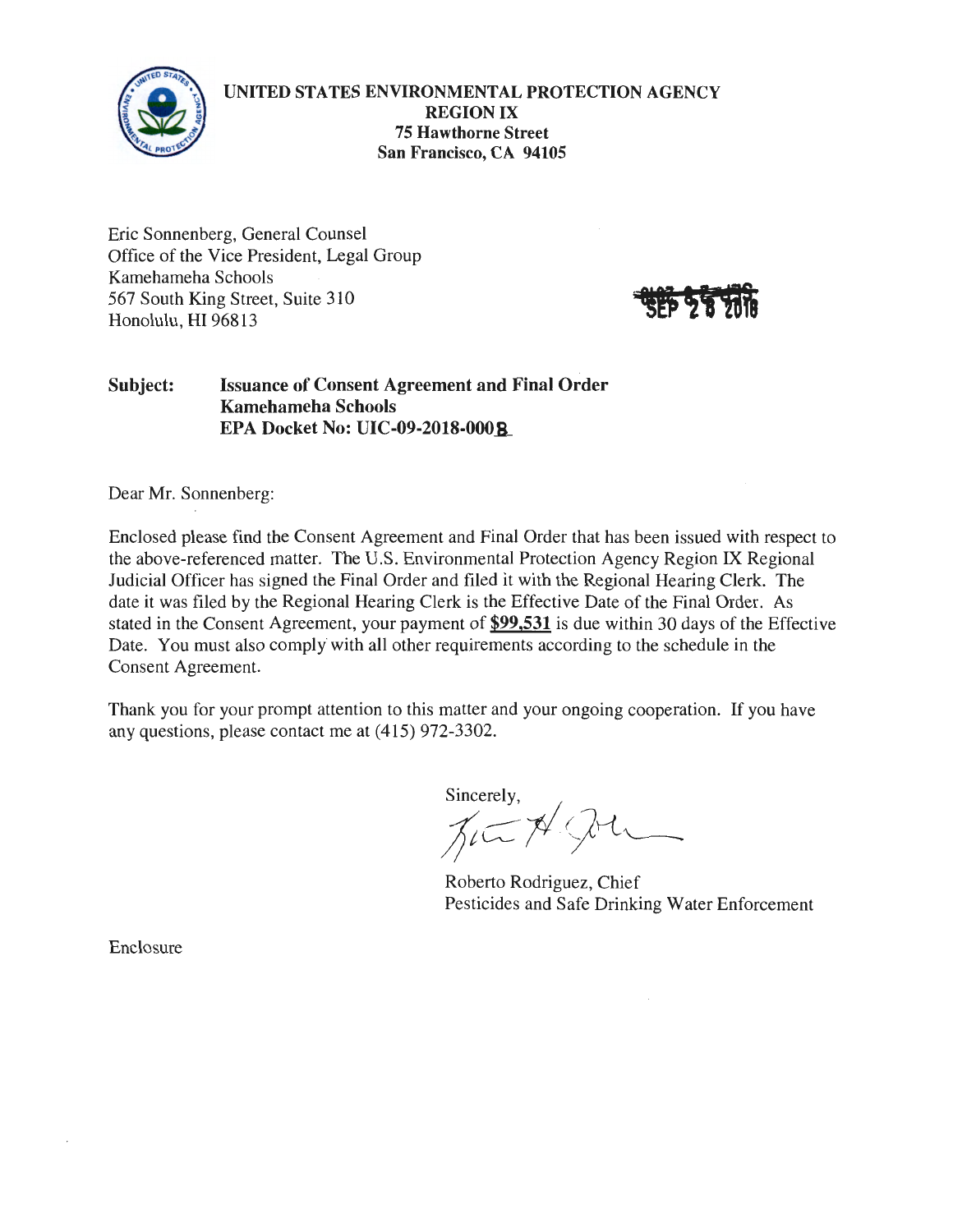**UNITED STATES ENVIRONMENTAL PROTECTION AGENCY**
**REGION IX**
**75 Hawthorne Street**
**San Francisco, CA 94105**

Eric Sonnenberg, General Counsel
Office of the Vice President, Legal Group
Kamehameha Schools
567 South King Street, Suite 310
Honolulu, HI 96813

SEP 28 2018

**Subject: Issuance of Consent Agreement and Final Order**
**Kamehameha Schools**
**EPA Docket No: UIC-09-2018-0008**

Dear Mr. Sonnenberg:

Enclosed please find the Consent Agreement and Final Order that has been issued with respect to the above-referenced matter. The U.S. Environmental Protection Agency Region IX Regional Judicial Officer has signed the Final Order and filed it with the Regional Hearing Clerk. The date it was filed by the Regional Hearing Clerk is the Effective Date of the Final Order. As stated in the Consent Agreement, your payment of **$99,531** is due within 30 days of the Effective Date. You must also comply with all other requirements according to the schedule in the Consent Agreement.

Thank you for your prompt attention to this matter and your ongoing cooperation. If you have any questions, please contact me at (415) 972-3302.

Sincerely,

Roberto Rodriguez, Chief
Pesticides and Safe Drinking Water Enforcement

Enclosure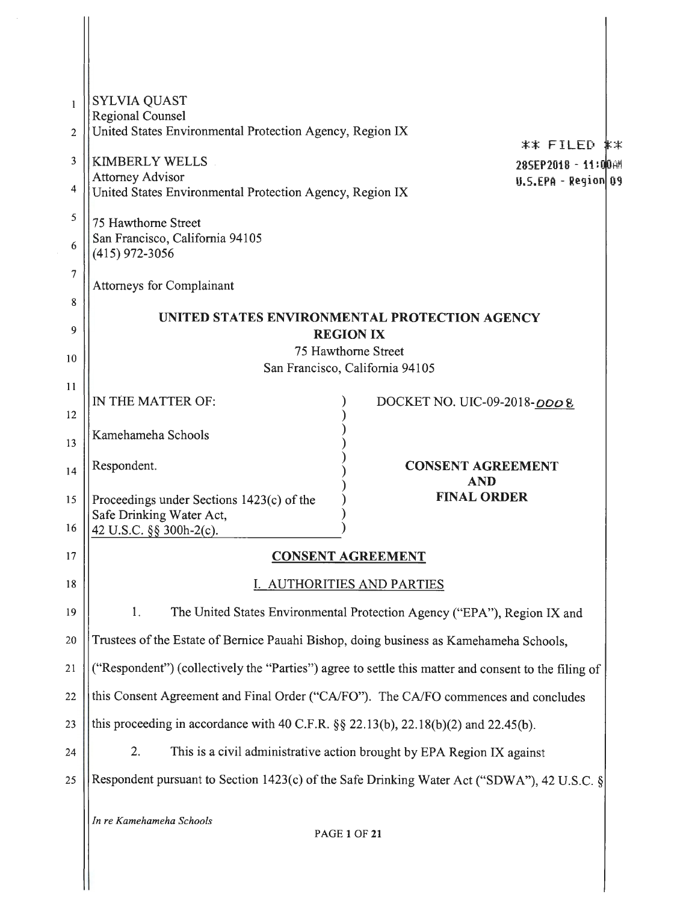SYLVIA QUAST
Regional Counsel
United States Environmental Protection Agency, Region IX

KIMBERLY WELLS
Attorney Advisor
United States Environmental Protection Agency, Region IX

75 Hawthorne Street
San Francisco, California 94105
(415) 972-3056

Attorneys for Complainant

** FILED **
28SEP2018 - 11:00AM
U.S.EPA - Region 09

**UNITED STATES ENVIRONMENTAL PROTECTION AGENCY**
**REGION IX**
75 Hawthorne Street
San Francisco, California 94105

| | |
|---|---|
| IN THE MATTER OF: | DOCKET NO. UIC-09-2018-0008 |
| Kamehameha Schools | |
| Respondent. | **CONSENT AGREEMENT AND FINAL ORDER** |
| Proceedings under Sections 1423(c) of the Safe Drinking Water Act, 42 U.S.C. §§ 300h-2(c). | |

## CONSENT AGREEMENT

### I. AUTHORITIES AND PARTIES

1. The United States Environmental Protection Agency ("EPA"), Region IX and Trustees of the Estate of Bernice Pauahi Bishop, doing business as Kamehameha Schools, ("Respondent") (collectively the "Parties") agree to settle this matter and consent to the filing of this Consent Agreement and Final Order ("CA/FO"). The CA/FO commences and concludes this proceeding in accordance with 40 C.F.R. §§ 22.13(b), 22.18(b)(2) and 22.45(b).

2. This is a civil administrative action brought by EPA Region IX against Respondent pursuant to Section 1423(c) of the Safe Drinking Water Act ("SDWA"), 42 U.S.C. §

*In re Kamehameha Schools*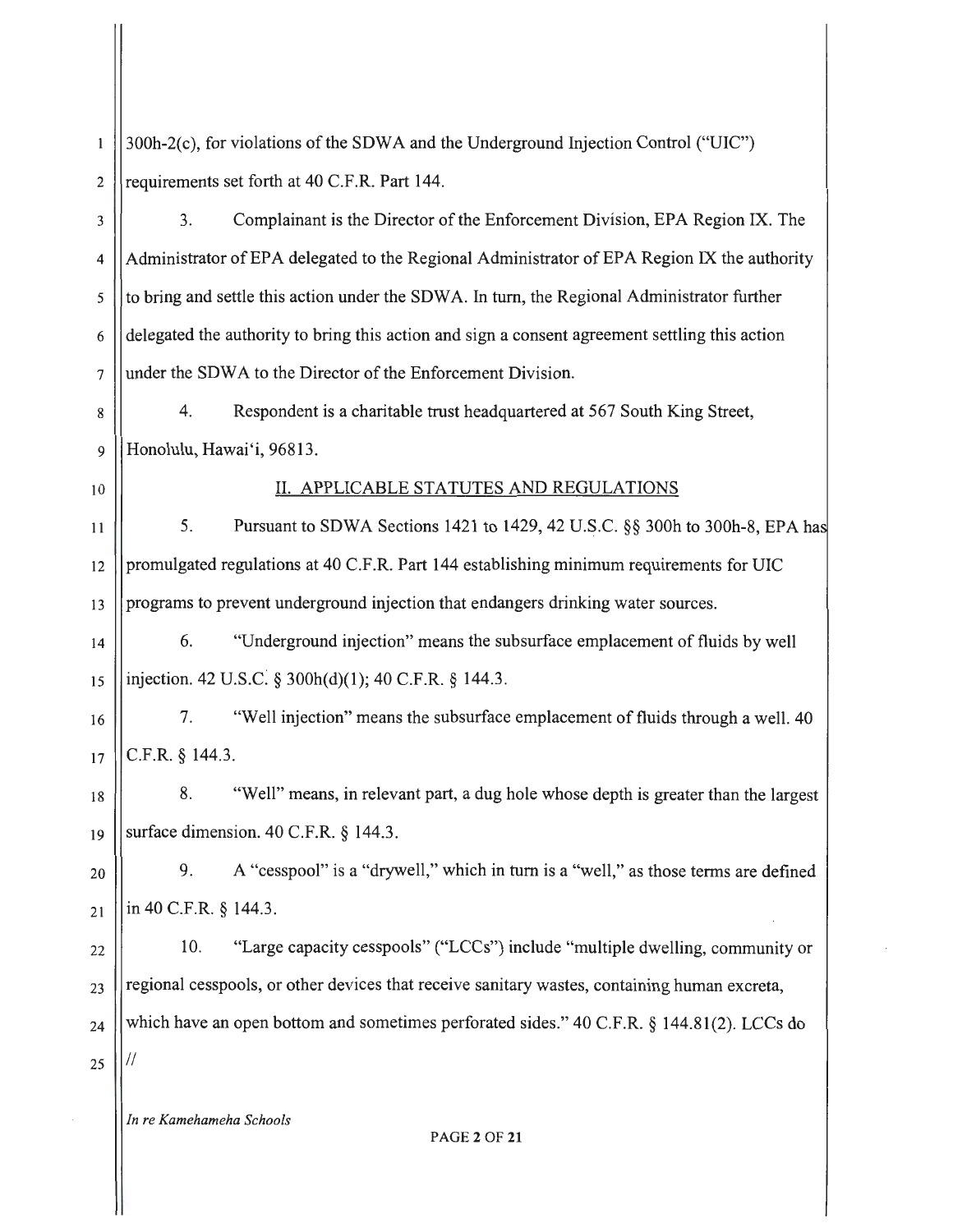300h-2(c), for violations of the SDWA and the Underground Injection Control ("UIC") requirements set forth at 40 C.F.R. Part 144.

3. Complainant is the Director of the Enforcement Division, EPA Region IX. The Administrator of EPA delegated to the Regional Administrator of EPA Region IX the authority to bring and settle this action under the SDWA. In turn, the Regional Administrator further delegated the authority to bring this action and sign a consent agreement settling this action under the SDWA to the Director of the Enforcement Division.

4. Respondent is a charitable trust headquartered at 567 South King Street, Honolulu, Hawai'i, 96813.

## II. APPLICABLE STATUTES AND REGULATIONS

5. Pursuant to SDWA Sections 1421 to 1429, 42 U.S.C. §§ 300h to 300h-8, EPA has promulgated regulations at 40 C.F.R. Part 144 establishing minimum requirements for UIC programs to prevent underground injection that endangers drinking water sources.

6. "Underground injection" means the subsurface emplacement of fluids by well injection. 42 U.S.C. § 300h(d)(1); 40 C.F.R. § 144.3.

7. "Well injection" means the subsurface emplacement of fluids through a well. 40 C.F.R. § 144.3.

8. "Well" means, in relevant part, a dug hole whose depth is greater than the largest surface dimension. 40 C.F.R. § 144.3.

9. A "cesspool" is a "drywell," which in turn is a "well," as those terms are defined in 40 C.F.R. § 144.3.

10. "Large capacity cesspools" ("LCCs") include "multiple dwelling, community or regional cesspools, or other devices that receive sanitary wastes, containing human excreta, which have an open bottom and sometimes perforated sides." 40 C.F.R. § 144.81(2). LCCs do

//

*In re Kamehameha Schools*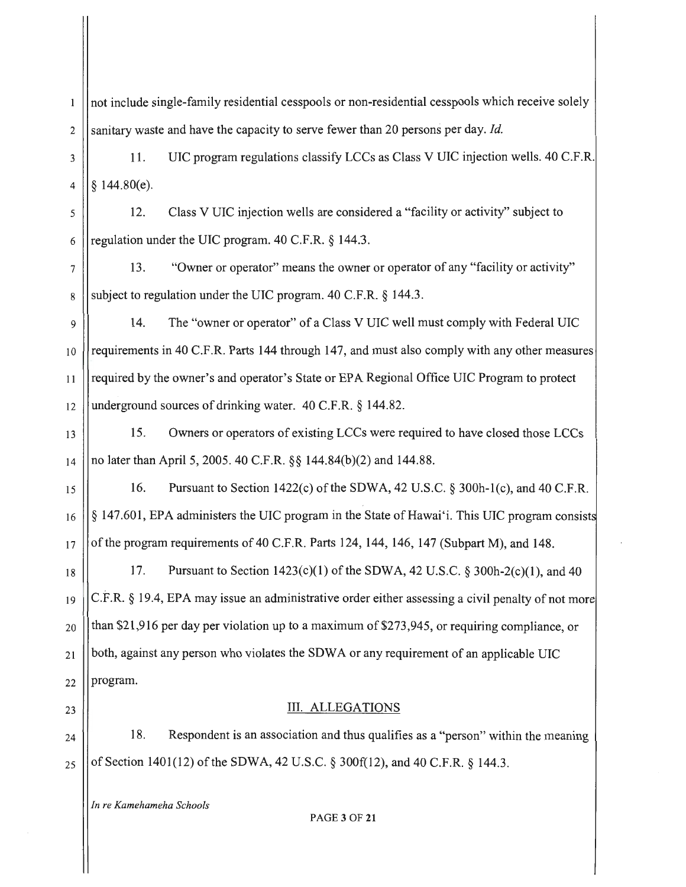not include single-family residential cesspools or non-residential cesspools which receive solely sanitary waste and have the capacity to serve fewer than 20 persons per day. *Id.*

11. UIC program regulations classify LCCs as Class V UIC injection wells. 40 C.F.R. § 144.80(e).

12. Class V UIC injection wells are considered a "facility or activity" subject to regulation under the UIC program. 40 C.F.R. § 144.3.

13. "Owner or operator" means the owner or operator of any "facility or activity" subject to regulation under the UIC program. 40 C.F.R. § 144.3.

14. The "owner or operator" of a Class V UIC well must comply with Federal UIC requirements in 40 C.F.R. Parts 144 through 147, and must also comply with any other measures required by the owner's and operator's State or EPA Regional Office UIC Program to protect underground sources of drinking water. 40 C.F.R. § 144.82.

15. Owners or operators of existing LCCs were required to have closed those LCCs no later than April 5, 2005. 40 C.F.R. §§ 144.84(b)(2) and 144.88.

16. Pursuant to Section 1422(c) of the SDWA, 42 U.S.C. § 300h-1(c), and 40 C.F.R. § 147.601, EPA administers the UIC program in the State of Hawaiʻi. This UIC program consists of the program requirements of 40 C.F.R. Parts 124, 144, 146, 147 (Subpart M), and 148.

17. Pursuant to Section 1423(c)(1) of the SDWA, 42 U.S.C. § 300h-2(c)(1), and 40 C.F.R. § 19.4, EPA may issue an administrative order either assessing a civil penalty of not more than $21,916 per day per violation up to a maximum of $273,945, or requiring compliance, or both, against any person who violates the SDWA or any requirement of an applicable UIC program.

## III. ALLEGATIONS

18. Respondent is an association and thus qualifies as a "person" within the meaning of Section 1401(12) of the SDWA, 42 U.S.C. § 300f(12), and 40 C.F.R. § 144.3.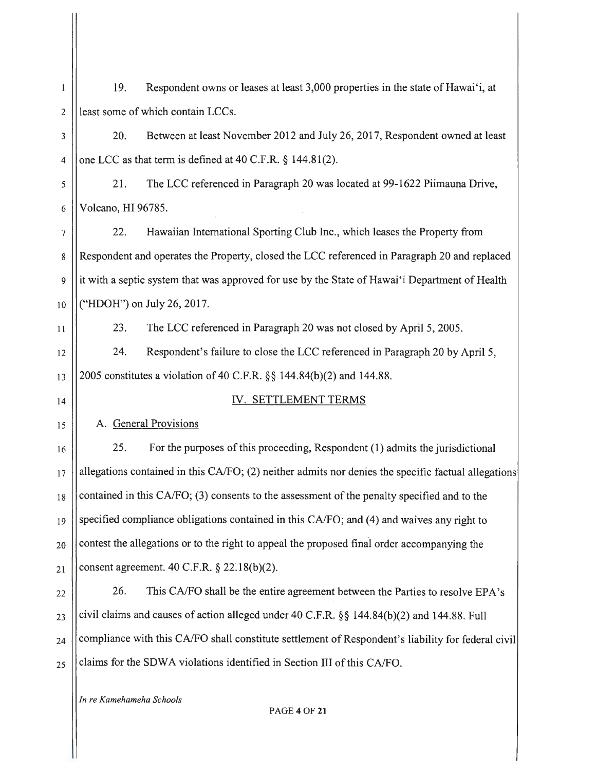19. Respondent owns or leases at least 3,000 properties in the state of Hawaiʻi, at least some of which contain LCCs.

20. Between at least November 2012 and July 26, 2017, Respondent owned at least one LCC as that term is defined at 40 C.F.R. § 144.81(2).

21. The LCC referenced in Paragraph 20 was located at 99-1622 Piimauna Drive, Volcano, HI 96785.

22. Hawaiian International Sporting Club Inc., which leases the Property from Respondent and operates the Property, closed the LCC referenced in Paragraph 20 and replaced it with a septic system that was approved for use by the State of Hawaiʻi Department of Health ("HDOH") on July 26, 2017.

23. The LCC referenced in Paragraph 20 was not closed by April 5, 2005.

24. Respondent's failure to close the LCC referenced in Paragraph 20 by April 5, 2005 constitutes a violation of 40 C.F.R. §§ 144.84(b)(2) and 144.88.

## IV. SETTLEMENT TERMS

### A. General Provisions

25. For the purposes of this proceeding, Respondent (1) admits the jurisdictional allegations contained in this CA/FO; (2) neither admits nor denies the specific factual allegations contained in this CA/FO; (3) consents to the assessment of the penalty specified and to the specified compliance obligations contained in this CA/FO; and (4) and waives any right to contest the allegations or to the right to appeal the proposed final order accompanying the consent agreement. 40 C.F.R. § 22.18(b)(2).

26. This CA/FO shall be the entire agreement between the Parties to resolve EPA's civil claims and causes of action alleged under 40 C.F.R. §§ 144.84(b)(2) and 144.88. Full compliance with this CA/FO shall constitute settlement of Respondent's liability for federal civil claims for the SDWA violations identified in Section III of this CA/FO.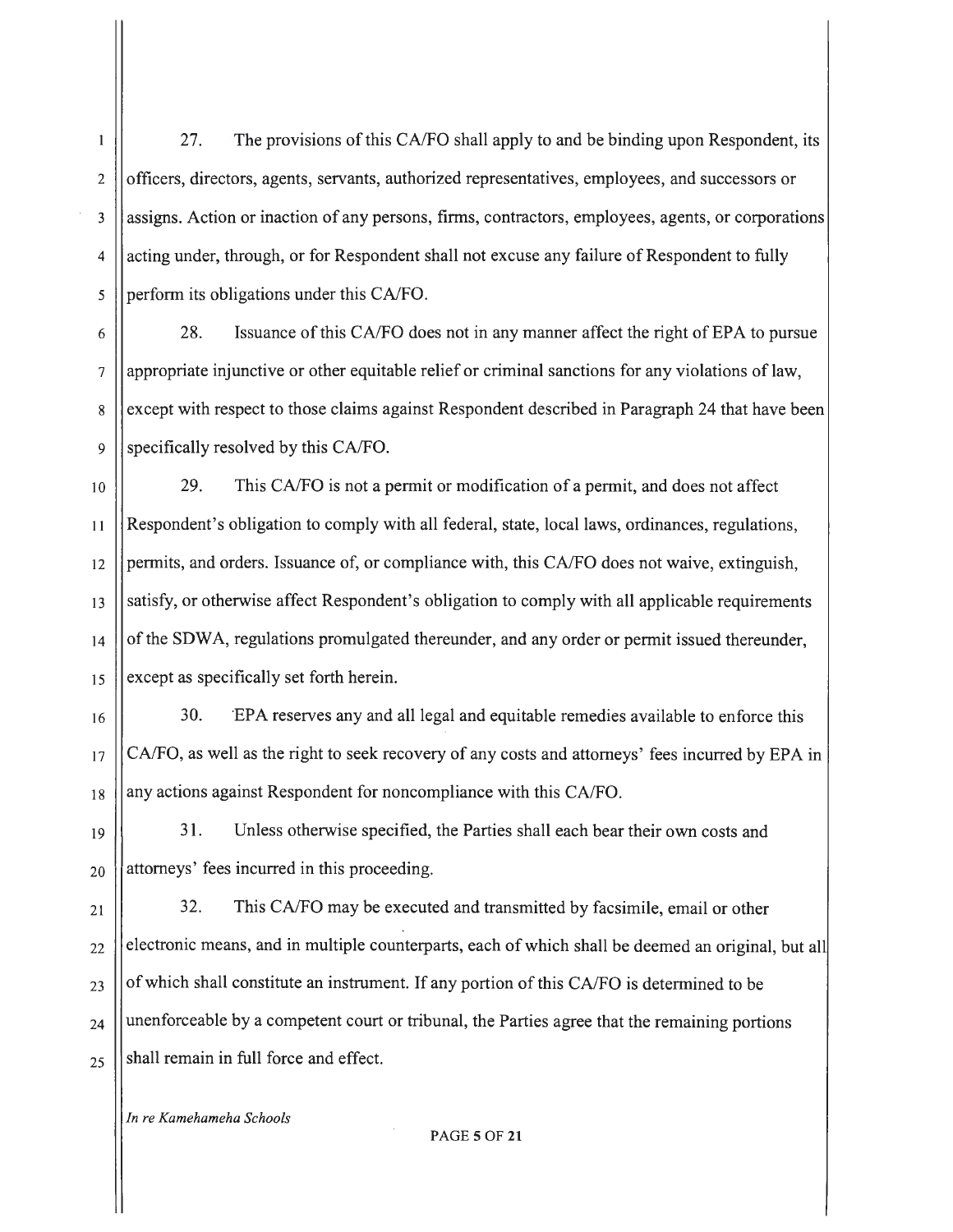27. The provisions of this CA/FO shall apply to and be binding upon Respondent, its officers, directors, agents, servants, authorized representatives, employees, and successors or assigns. Action or inaction of any persons, firms, contractors, employees, agents, or corporations acting under, through, or for Respondent shall not excuse any failure of Respondent to fully perform its obligations under this CA/FO.

28. Issuance of this CA/FO does not in any manner affect the right of EPA to pursue appropriate injunctive or other equitable relief or criminal sanctions for any violations of law, except with respect to those claims against Respondent described in Paragraph 24 that have been specifically resolved by this CA/FO.

29. This CA/FO is not a permit or modification of a permit, and does not affect Respondent's obligation to comply with all federal, state, local laws, ordinances, regulations, permits, and orders. Issuance of, or compliance with, this CA/FO does not waive, extinguish, satisfy, or otherwise affect Respondent's obligation to comply with all applicable requirements of the SDWA, regulations promulgated thereunder, and any order or permit issued thereunder, except as specifically set forth herein.

30. EPA reserves any and all legal and equitable remedies available to enforce this CA/FO, as well as the right to seek recovery of any costs and attorneys' fees incurred by EPA in any actions against Respondent for noncompliance with this CA/FO.

31. Unless otherwise specified, the Parties shall each bear their own costs and attorneys' fees incurred in this proceeding.

32. This CA/FO may be executed and transmitted by facsimile, email or other electronic means, and in multiple counterparts, each of which shall be deemed an original, but all of which shall constitute an instrument. If any portion of this CA/FO is determined to be unenforceable by a competent court or tribunal, the Parties agree that the remaining portions shall remain in full force and effect.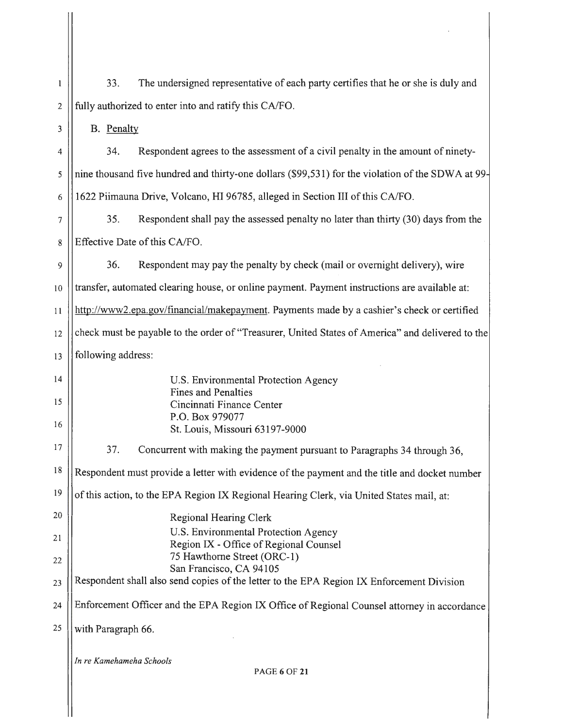33. The undersigned representative of each party certifies that he or she is duly and fully authorized to enter into and ratify this CA/FO.

B. Penalty

34. Respondent agrees to the assessment of a civil penalty in the amount of ninety-nine thousand five hundred and thirty-one dollars ($99,531) for the violation of the SDWA at 99-1622 Piimauna Drive, Volcano, HI 96785, alleged in Section III of this CA/FO.

35. Respondent shall pay the assessed penalty no later than thirty (30) days from the Effective Date of this CA/FO.

36. Respondent may pay the penalty by check (mail or overnight delivery), wire transfer, automated clearing house, or online payment. Payment instructions are available at: http://www2.epa.gov/financial/makepayment. Payments made by a cashier's check or certified check must be payable to the order of "Treasurer, United States of America" and delivered to the following address:

U.S. Environmental Protection Agency
Fines and Penalties
Cincinnati Finance Center
P.O. Box 979077
St. Louis, Missouri 63197-9000

37. Concurrent with making the payment pursuant to Paragraphs 34 through 36, Respondent must provide a letter with evidence of the payment and the title and docket number of this action, to the EPA Region IX Regional Hearing Clerk, via United States mail, at:

Regional Hearing Clerk
U.S. Environmental Protection Agency
Region IX - Office of Regional Counsel
75 Hawthorne Street (ORC-1)
San Francisco, CA 94105

Respondent shall also send copies of the letter to the EPA Region IX Enforcement Division Enforcement Officer and the EPA Region IX Office of Regional Counsel attorney in accordance with Paragraph 66.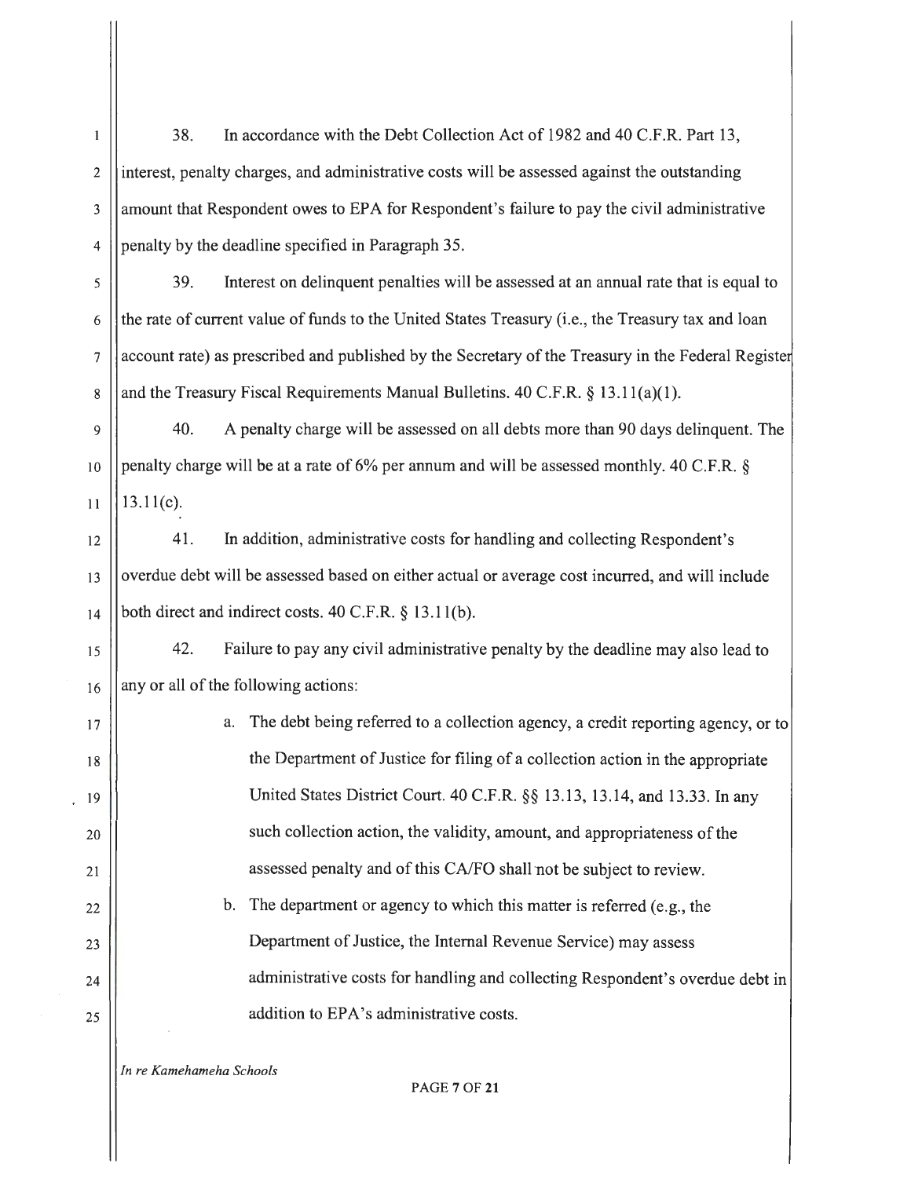38. In accordance with the Debt Collection Act of 1982 and 40 C.F.R. Part 13, interest, penalty charges, and administrative costs will be assessed against the outstanding amount that Respondent owes to EPA for Respondent's failure to pay the civil administrative penalty by the deadline specified in Paragraph 35.

39. Interest on delinquent penalties will be assessed at an annual rate that is equal to the rate of current value of funds to the United States Treasury (i.e., the Treasury tax and loan account rate) as prescribed and published by the Secretary of the Treasury in the Federal Register and the Treasury Fiscal Requirements Manual Bulletins. 40 C.F.R. § 13.11(a)(1).

40. A penalty charge will be assessed on all debts more than 90 days delinquent. The penalty charge will be at a rate of 6% per annum and will be assessed monthly. 40 C.F.R. § 13.11(c).

41. In addition, administrative costs for handling and collecting Respondent's overdue debt will be assessed based on either actual or average cost incurred, and will include both direct and indirect costs. 40 C.F.R. § 13.11(b).

42. Failure to pay any civil administrative penalty by the deadline may also lead to any or all of the following actions:

a. The debt being referred to a collection agency, a credit reporting agency, or to the Department of Justice for filing of a collection action in the appropriate United States District Court. 40 C.F.R. §§ 13.13, 13.14, and 13.33. In any such collection action, the validity, amount, and appropriateness of the assessed penalty and of this CA/FO shall not be subject to review.

b. The department or agency to which this matter is referred (e.g., the Department of Justice, the Internal Revenue Service) may assess administrative costs for handling and collecting Respondent's overdue debt in addition to EPA's administrative costs.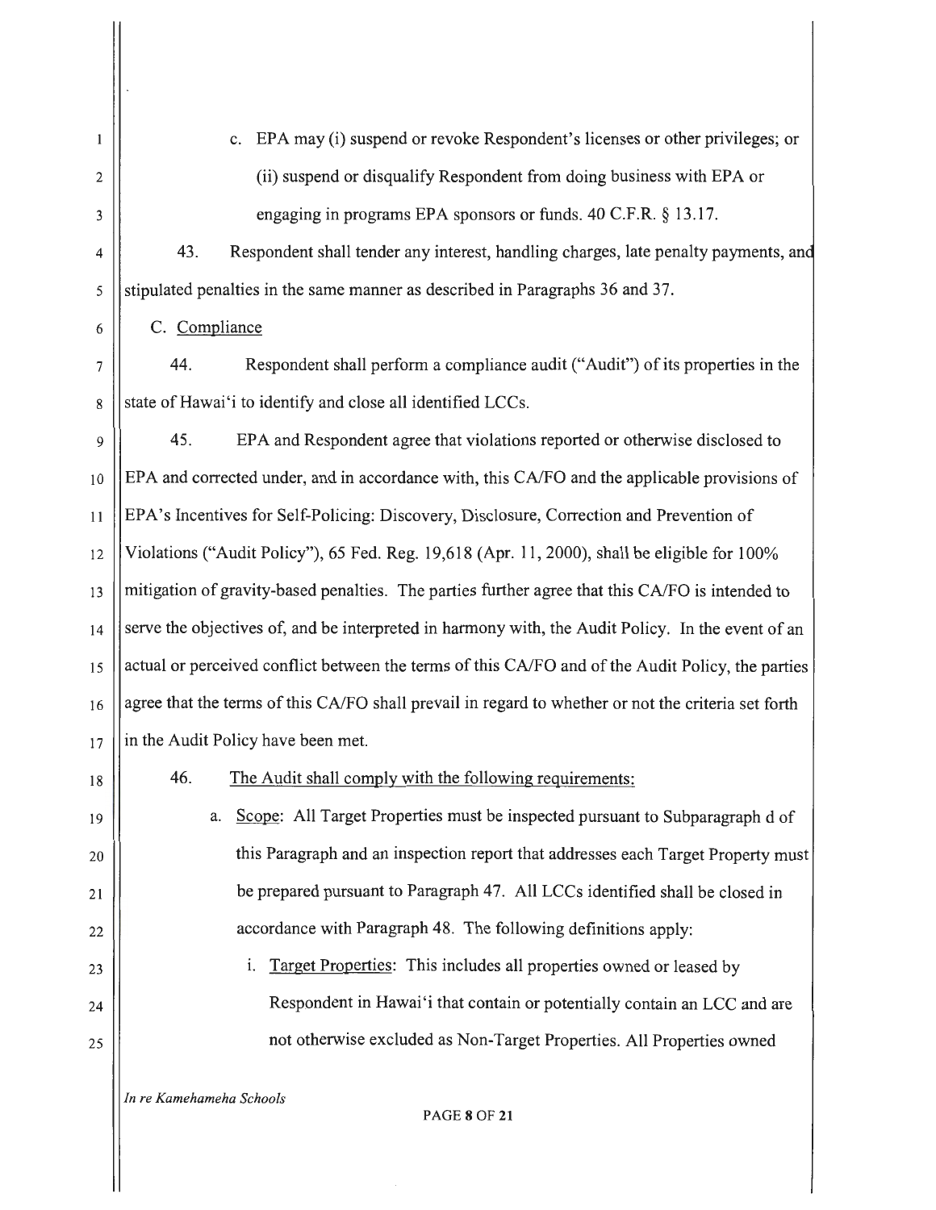c. EPA may (i) suspend or revoke Respondent's licenses or other privileges; or (ii) suspend or disqualify Respondent from doing business with EPA or engaging in programs EPA sponsors or funds. 40 C.F.R. § 13.17.

43. Respondent shall tender any interest, handling charges, late penalty payments, and stipulated penalties in the same manner as described in Paragraphs 36 and 37.

C. Compliance

44. Respondent shall perform a compliance audit ("Audit") of its properties in the state of Hawai'i to identify and close all identified LCCs.

45. EPA and Respondent agree that violations reported or otherwise disclosed to EPA and corrected under, and in accordance with, this CA/FO and the applicable provisions of EPA's Incentives for Self-Policing: Discovery, Disclosure, Correction and Prevention of Violations ("Audit Policy"), 65 Fed. Reg. 19,618 (Apr. 11, 2000), shall be eligible for 100% mitigation of gravity-based penalties. The parties further agree that this CA/FO is intended to serve the objectives of, and be interpreted in harmony with, the Audit Policy. In the event of an actual or perceived conflict between the terms of this CA/FO and of the Audit Policy, the parties agree that the terms of this CA/FO shall prevail in regard to whether or not the criteria set forth in the Audit Policy have been met.

46. The Audit shall comply with the following requirements:

a. Scope: All Target Properties must be inspected pursuant to Subparagraph d of this Paragraph and an inspection report that addresses each Target Property must be prepared pursuant to Paragraph 47. All LCCs identified shall be closed in accordance with Paragraph 48. The following definitions apply:

i. Target Properties: This includes all properties owned or leased by Respondent in Hawai'i that contain or potentially contain an LCC and are not otherwise excluded as Non-Target Properties. All Properties owned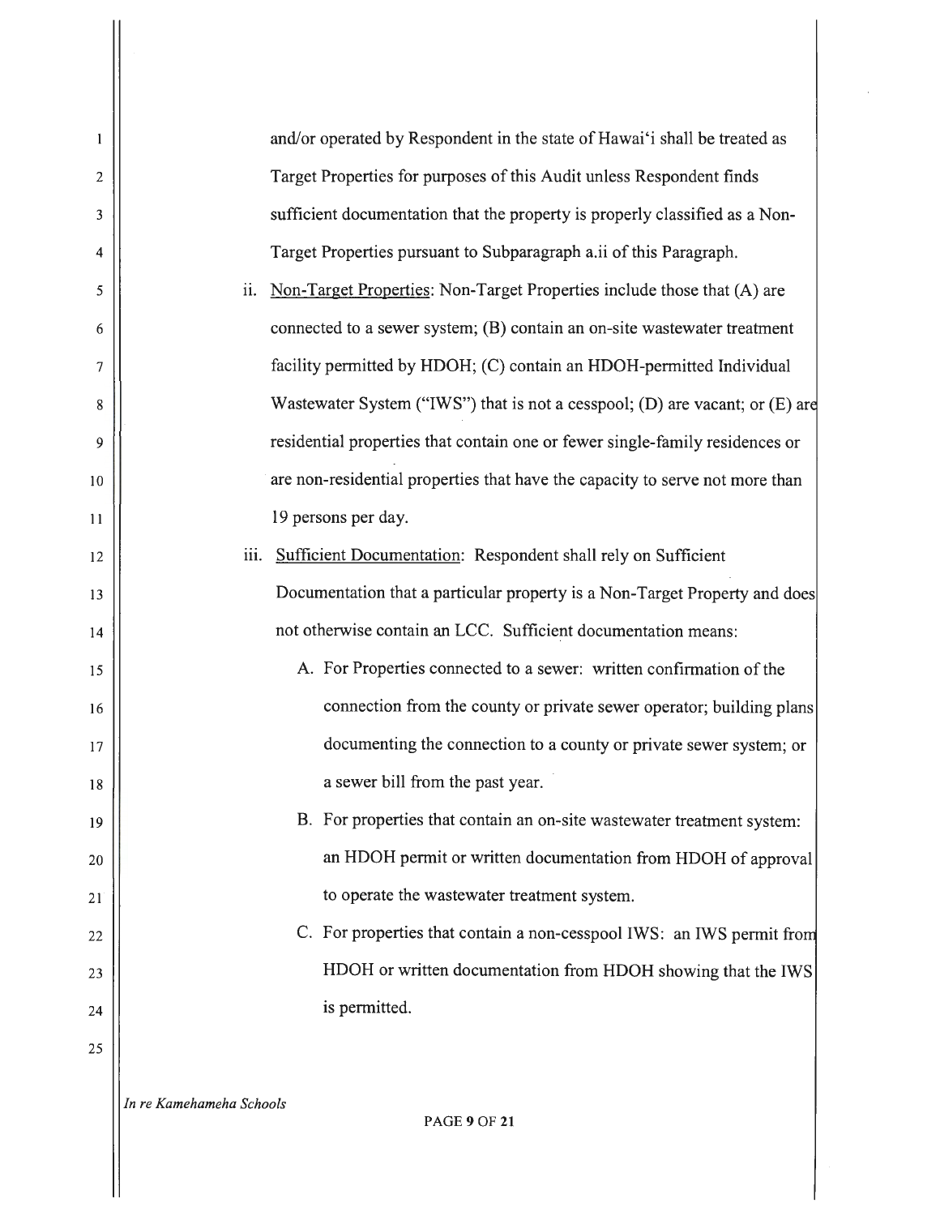and/or operated by Respondent in the state of Hawai'i shall be treated as Target Properties for purposes of this Audit unless Respondent finds sufficient documentation that the property is properly classified as a Non-Target Properties pursuant to Subparagraph a.ii of this Paragraph.

ii. Non-Target Properties: Non-Target Properties include those that (A) are connected to a sewer system; (B) contain an on-site wastewater treatment facility permitted by HDOH; (C) contain an HDOH-permitted Individual Wastewater System ("IWS") that is not a cesspool; (D) are vacant; or (E) are residential properties that contain one or fewer single-family residences or are non-residential properties that have the capacity to serve not more than 19 persons per day.

iii. Sufficient Documentation: Respondent shall rely on Sufficient Documentation that a particular property is a Non-Target Property and does not otherwise contain an LCC. Sufficient documentation means:

A. For Properties connected to a sewer: written confirmation of the connection from the county or private sewer operator; building plans documenting the connection to a county or private sewer system; or a sewer bill from the past year.

B. For properties that contain an on-site wastewater treatment system: an HDOH permit or written documentation from HDOH of approval to operate the wastewater treatment system.

C. For properties that contain a non-cesspool IWS: an IWS permit from HDOH or written documentation from HDOH showing that the IWS is permitted.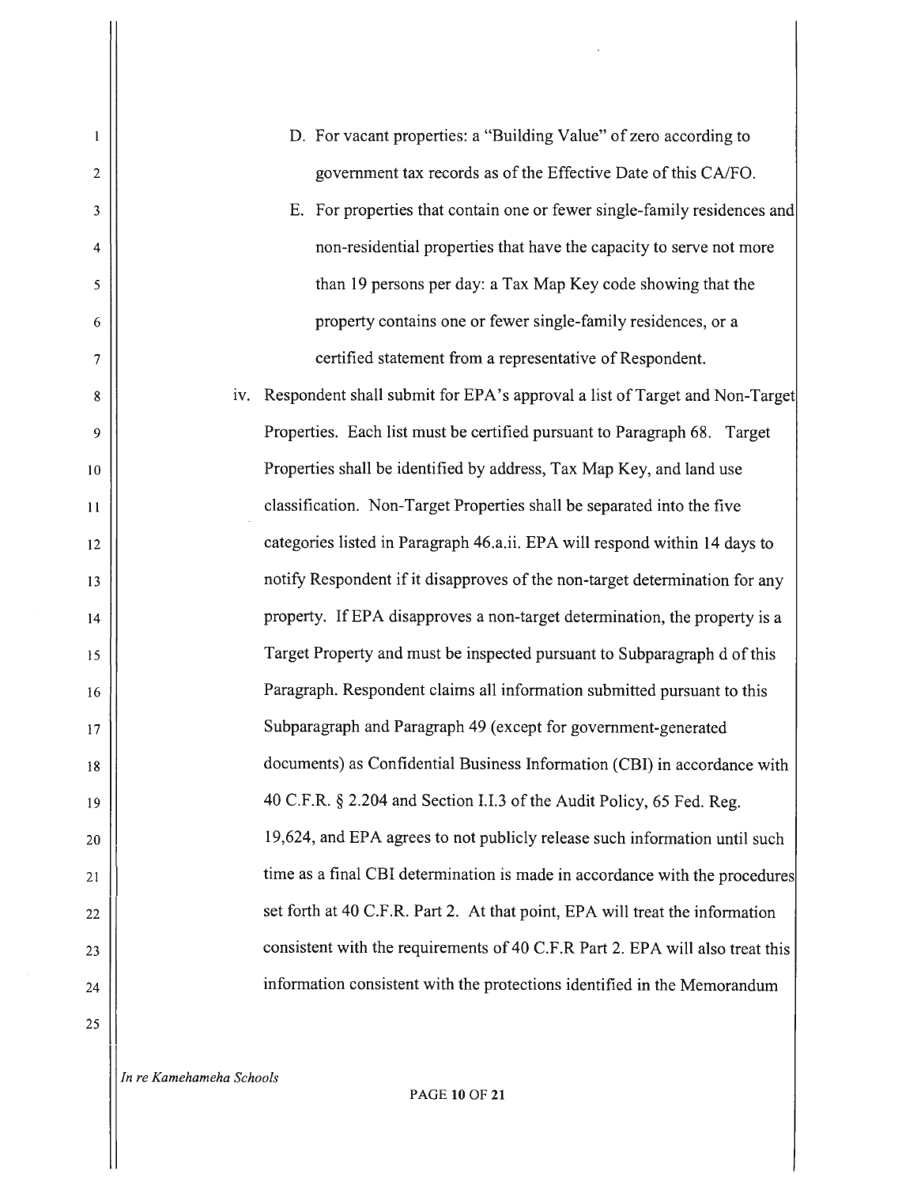D. For vacant properties: a "Building Value" of zero according to government tax records as of the Effective Date of this CA/FO.

E. For properties that contain one or fewer single-family residences and non-residential properties that have the capacity to serve not more than 19 persons per day: a Tax Map Key code showing that the property contains one or fewer single-family residences, or a certified statement from a representative of Respondent.

iv. Respondent shall submit for EPA's approval a list of Target and Non-Target Properties. Each list must be certified pursuant to Paragraph 68. Target Properties shall be identified by address, Tax Map Key, and land use classification. Non-Target Properties shall be separated into the five categories listed in Paragraph 46.a.ii. EPA will respond within 14 days to notify Respondent if it disapproves of the non-target determination for any property. If EPA disapproves a non-target determination, the property is a Target Property and must be inspected pursuant to Subparagraph d of this Paragraph. Respondent claims all information submitted pursuant to this Subparagraph and Paragraph 49 (except for government-generated documents) as Confidential Business Information (CBI) in accordance with 40 C.F.R. § 2.204 and Section I.I.3 of the Audit Policy, 65 Fed. Reg. 19,624, and EPA agrees to not publicly release such information until such time as a final CBI determination is made in accordance with the procedures set forth at 40 C.F.R. Part 2. At that point, EPA will treat the information consistent with the requirements of 40 C.F.R Part 2. EPA will also treat this information consistent with the protections identified in the Memorandum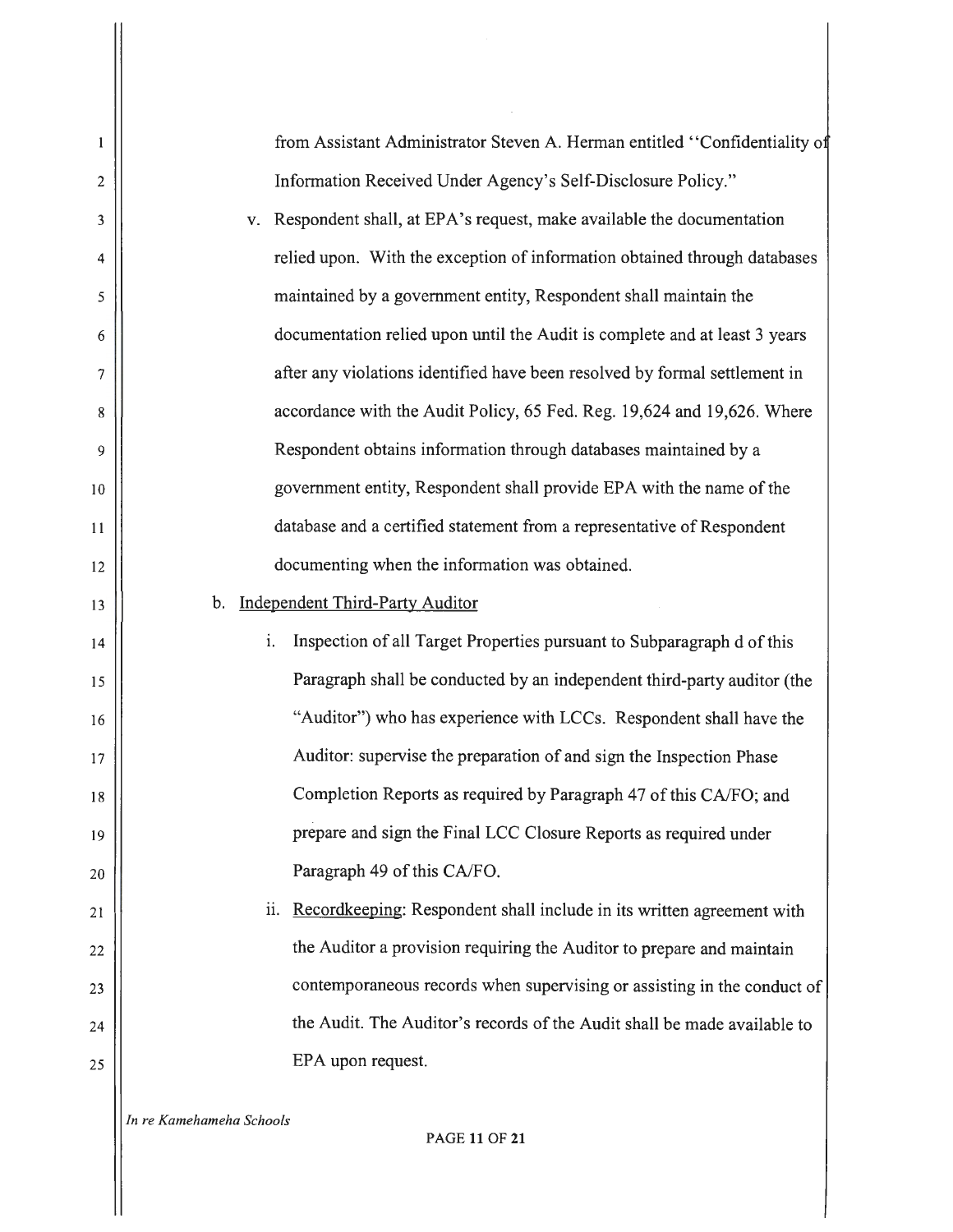from Assistant Administrator Steven A. Herman entitled "Confidentiality of Information Received Under Agency's Self-Disclosure Policy."

v. Respondent shall, at EPA's request, make available the documentation relied upon. With the exception of information obtained through databases maintained by a government entity, Respondent shall maintain the documentation relied upon until the Audit is complete and at least 3 years after any violations identified have been resolved by formal settlement in accordance with the Audit Policy, 65 Fed. Reg. 19,624 and 19,626. Where Respondent obtains information through databases maintained by a government entity, Respondent shall provide EPA with the name of the database and a certified statement from a representative of Respondent documenting when the information was obtained.

b. Independent Third-Party Auditor

i. Inspection of all Target Properties pursuant to Subparagraph d of this Paragraph shall be conducted by an independent third-party auditor (the "Auditor") who has experience with LCCs. Respondent shall have the Auditor: supervise the preparation of and sign the Inspection Phase Completion Reports as required by Paragraph 47 of this CA/FO; and prepare and sign the Final LCC Closure Reports as required under Paragraph 49 of this CA/FO.

ii. Recordkeeping: Respondent shall include in its written agreement with the Auditor a provision requiring the Auditor to prepare and maintain contemporaneous records when supervising or assisting in the conduct of the Audit. The Auditor's records of the Audit shall be made available to EPA upon request.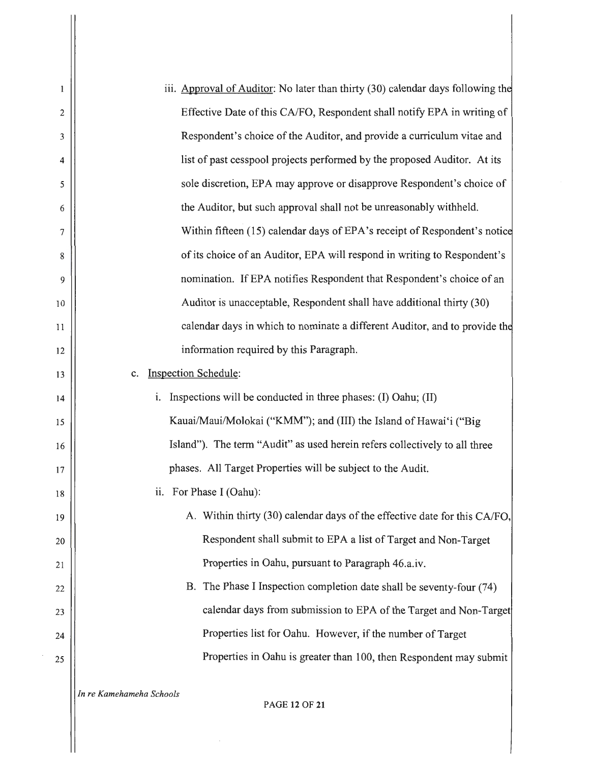iii. Approval of Auditor: No later than thirty (30) calendar days following the Effective Date of this CA/FO, Respondent shall notify EPA in writing of Respondent's choice of the Auditor, and provide a curriculum vitae and list of past cesspool projects performed by the proposed Auditor. At its sole discretion, EPA may approve or disapprove Respondent's choice of the Auditor, but such approval shall not be unreasonably withheld. Within fifteen (15) calendar days of EPA's receipt of Respondent's notice of its choice of an Auditor, EPA will respond in writing to Respondent's nomination. If EPA notifies Respondent that Respondent's choice of an Auditor is unacceptable, Respondent shall have additional thirty (30) calendar days in which to nominate a different Auditor, and to provide the information required by this Paragraph.

c. Inspection Schedule:

i. Inspections will be conducted in three phases: (I) Oahu; (II) Kauai/Maui/Molokai ("KMM"); and (III) the Island of Hawai'i ("Big Island"). The term "Audit" as used herein refers collectively to all three phases. All Target Properties will be subject to the Audit.

ii. For Phase I (Oahu):

A. Within thirty (30) calendar days of the effective date for this CA/FO, Respondent shall submit to EPA a list of Target and Non-Target Properties in Oahu, pursuant to Paragraph 46.a.iv.

B. The Phase I Inspection completion date shall be seventy-four (74) calendar days from submission to EPA of the Target and Non-Target Properties list for Oahu. However, if the number of Target Properties in Oahu is greater than 100, then Respondent may submit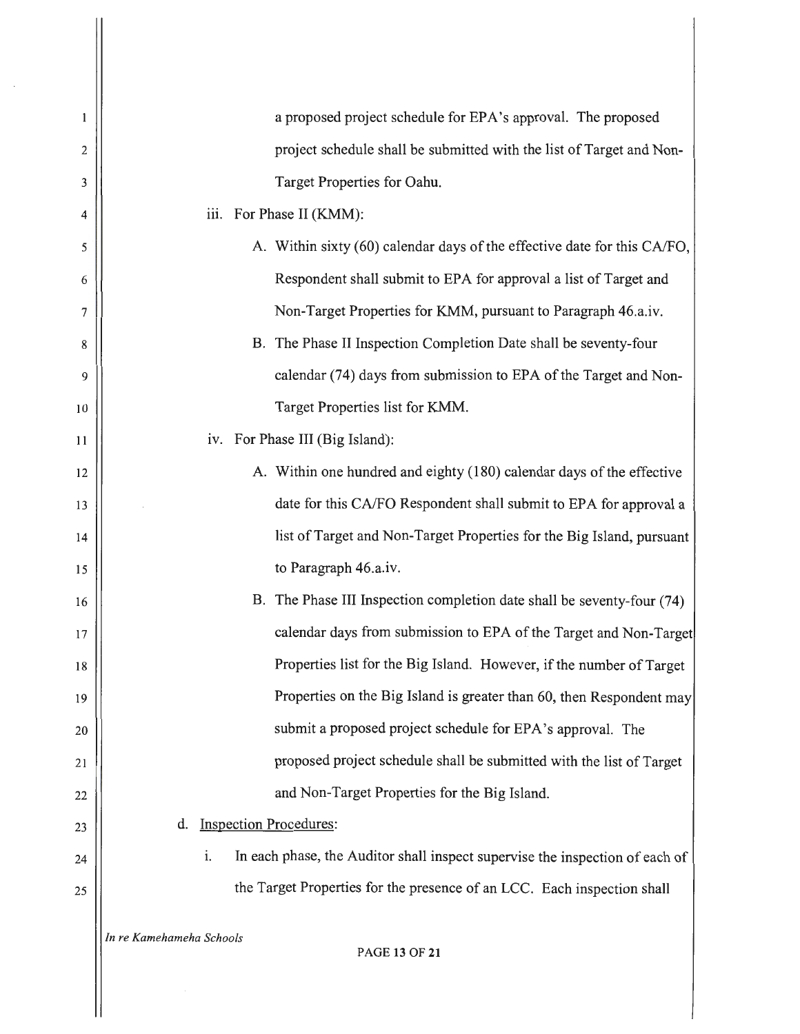a proposed project schedule for EPA's approval. The proposed project schedule shall be submitted with the list of Target and Non-Target Properties for Oahu.

iii. For Phase II (KMM):

A. Within sixty (60) calendar days of the effective date for this CA/FO, Respondent shall submit to EPA for approval a list of Target and Non-Target Properties for KMM, pursuant to Paragraph 46.a.iv.

B. The Phase II Inspection Completion Date shall be seventy-four calendar (74) days from submission to EPA of the Target and Non-Target Properties list for KMM.

iv. For Phase III (Big Island):

A. Within one hundred and eighty (180) calendar days of the effective date for this CA/FO Respondent shall submit to EPA for approval a list of Target and Non-Target Properties for the Big Island, pursuant to Paragraph 46.a.iv.

B. The Phase III Inspection completion date shall be seventy-four (74) calendar days from submission to EPA of the Target and Non-Target Properties list for the Big Island. However, if the number of Target Properties on the Big Island is greater than 60, then Respondent may submit a proposed project schedule for EPA's approval. The proposed project schedule shall be submitted with the list of Target and Non-Target Properties for the Big Island.

d. Inspection Procedures:

i. In each phase, the Auditor shall inspect supervise the inspection of each of the Target Properties for the presence of an LCC. Each inspection shall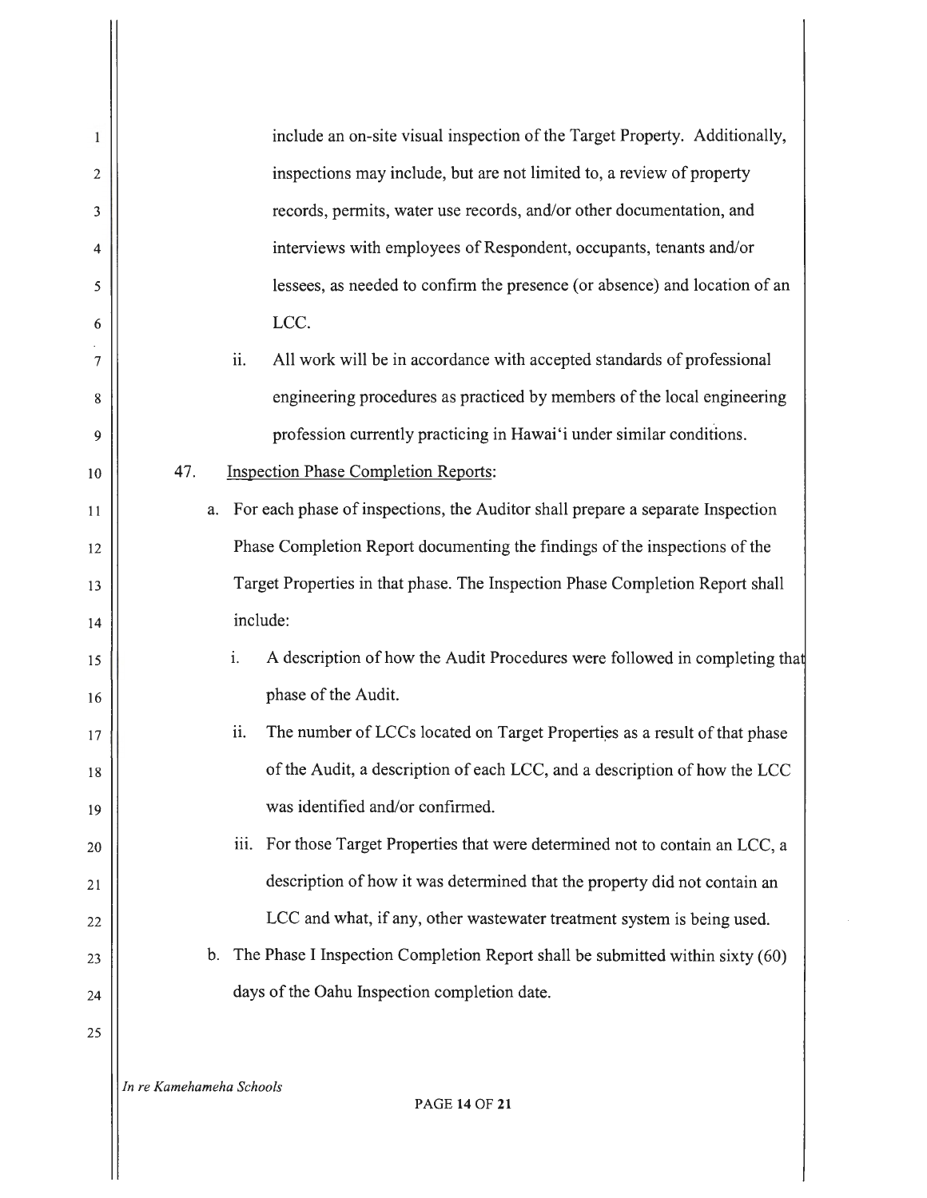include an on-site visual inspection of the Target Property. Additionally, inspections may include, but are not limited to, a review of property records, permits, water use records, and/or other documentation, and interviews with employees of Respondent, occupants, tenants and/or lessees, as needed to confirm the presence (or absence) and location of an LCC.

ii. All work will be in accordance with accepted standards of professional engineering procedures as practiced by members of the local engineering profession currently practicing in Hawai'i under similar conditions.

47. Inspection Phase Completion Reports:

a. For each phase of inspections, the Auditor shall prepare a separate Inspection Phase Completion Report documenting the findings of the inspections of the Target Properties in that phase. The Inspection Phase Completion Report shall include:

i. A description of how the Audit Procedures were followed in completing that phase of the Audit.

ii. The number of LCCs located on Target Properties as a result of that phase of the Audit, a description of each LCC, and a description of how the LCC was identified and/or confirmed.

iii. For those Target Properties that were determined not to contain an LCC, a description of how it was determined that the property did not contain an LCC and what, if any, other wastewater treatment system is being used.

b. The Phase I Inspection Completion Report shall be submitted within sixty (60) days of the Oahu Inspection completion date.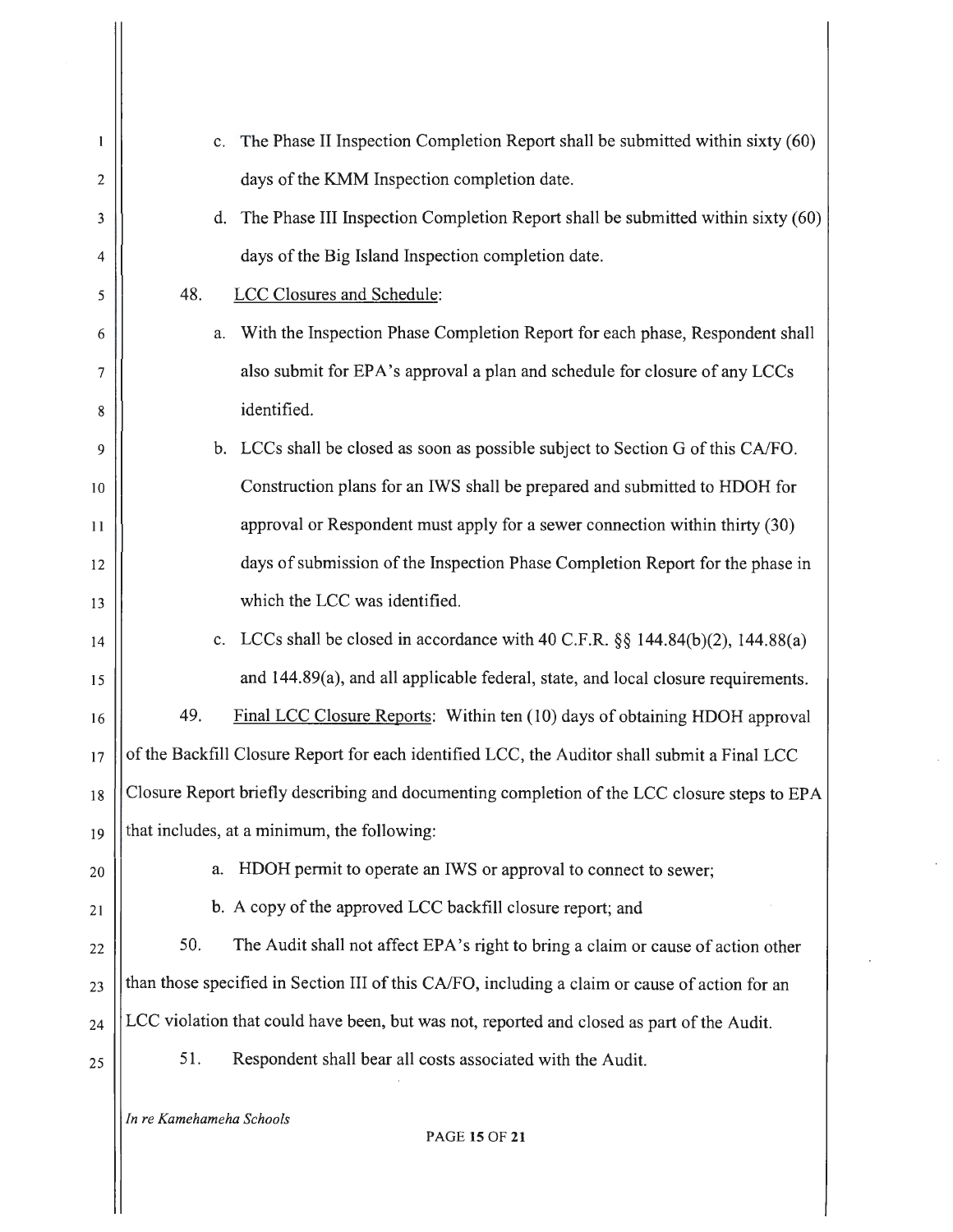c. The Phase II Inspection Completion Report shall be submitted within sixty (60) days of the KMM Inspection completion date.

d. The Phase III Inspection Completion Report shall be submitted within sixty (60) days of the Big Island Inspection completion date.

48. LCC Closures and Schedule:

a. With the Inspection Phase Completion Report for each phase, Respondent shall also submit for EPA's approval a plan and schedule for closure of any LCCs identified.

b. LCCs shall be closed as soon as possible subject to Section G of this CA/FO. Construction plans for an IWS shall be prepared and submitted to HDOH for approval or Respondent must apply for a sewer connection within thirty (30) days of submission of the Inspection Phase Completion Report for the phase in which the LCC was identified.

c. LCCs shall be closed in accordance with 40 C.F.R. §§ 144.84(b)(2), 144.88(a) and 144.89(a), and all applicable federal, state, and local closure requirements.

49. Final LCC Closure Reports: Within ten (10) days of obtaining HDOH approval of the Backfill Closure Report for each identified LCC, the Auditor shall submit a Final LCC Closure Report briefly describing and documenting completion of the LCC closure steps to EPA that includes, at a minimum, the following:

a. HDOH permit to operate an IWS or approval to connect to sewer;

b. A copy of the approved LCC backfill closure report; and

50. The Audit shall not affect EPA's right to bring a claim or cause of action other than those specified in Section III of this CA/FO, including a claim or cause of action for an LCC violation that could have been, but was not, reported and closed as part of the Audit.

51. Respondent shall bear all costs associated with the Audit.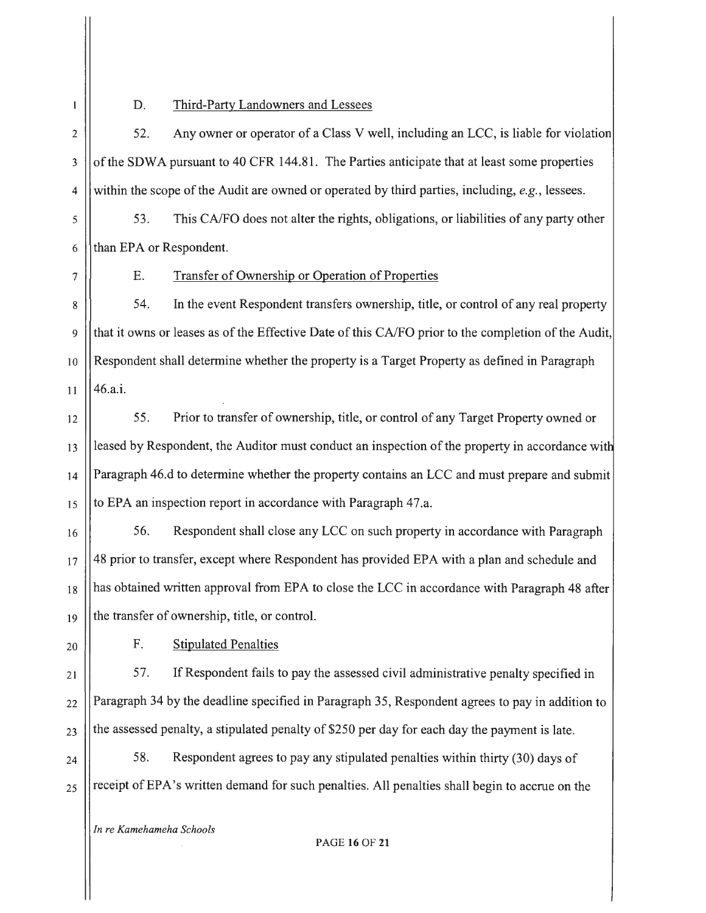D. Third-Party Landowners and Lessees

52. Any owner or operator of a Class V well, including an LCC, is liable for violation of the SDWA pursuant to 40 CFR 144.81. The Parties anticipate that at least some properties within the scope of the Audit are owned or operated by third parties, including, *e.g.*, lessees.

53. This CA/FO does not alter the rights, obligations, or liabilities of any party other than EPA or Respondent.

E. Transfer of Ownership or Operation of Properties

54. In the event Respondent transfers ownership, title, or control of any real property that it owns or leases as of the Effective Date of this CA/FO prior to the completion of the Audit, Respondent shall determine whether the property is a Target Property as defined in Paragraph 46.a.i.

55. Prior to transfer of ownership, title, or control of any Target Property owned or leased by Respondent, the Auditor must conduct an inspection of the property in accordance with Paragraph 46.d to determine whether the property contains an LCC and must prepare and submit to EPA an inspection report in accordance with Paragraph 47.a.

56. Respondent shall close any LCC on such property in accordance with Paragraph 48 prior to transfer, except where Respondent has provided EPA with a plan and schedule and has obtained written approval from EPA to close the LCC in accordance with Paragraph 48 after the transfer of ownership, title, or control.

F. Stipulated Penalties

57. If Respondent fails to pay the assessed civil administrative penalty specified in Paragraph 34 by the deadline specified in Paragraph 35, Respondent agrees to pay in addition to the assessed penalty, a stipulated penalty of $250 per day for each day the payment is late.

58. Respondent agrees to pay any stipulated penalties within thirty (30) days of receipt of EPA's written demand for such penalties. All penalties shall begin to accrue on the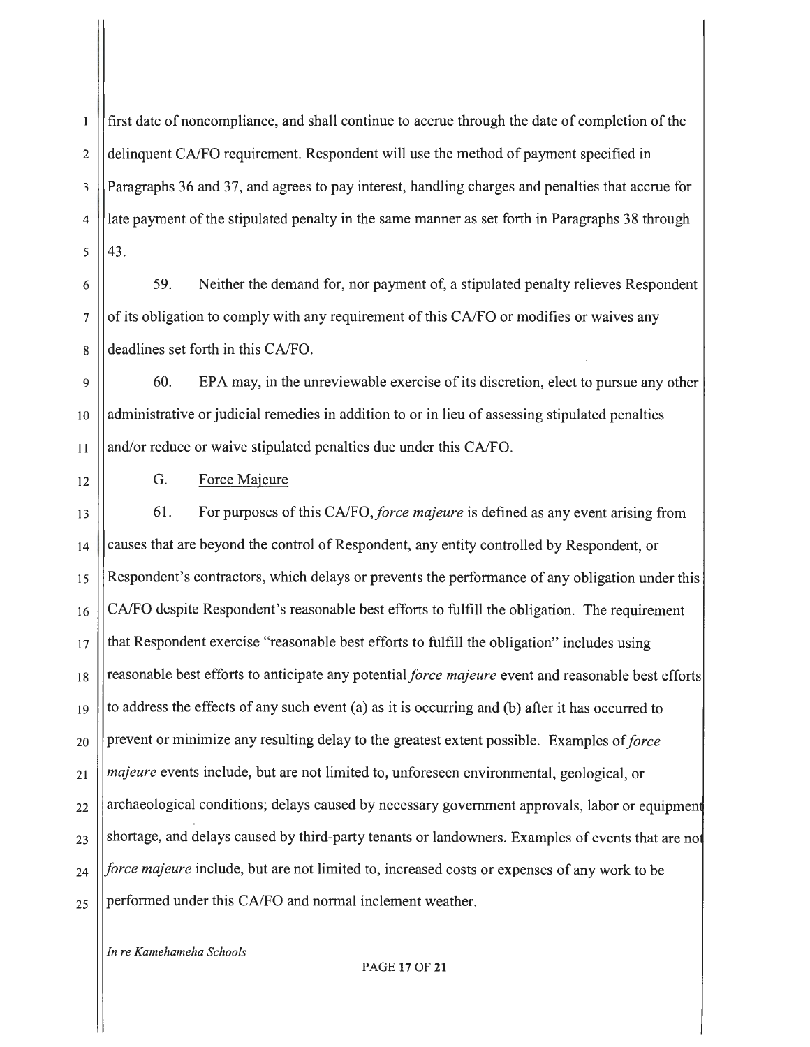first date of noncompliance, and shall continue to accrue through the date of completion of the delinquent CA/FO requirement. Respondent will use the method of payment specified in Paragraphs 36 and 37, and agrees to pay interest, handling charges and penalties that accrue for late payment of the stipulated penalty in the same manner as set forth in Paragraphs 38 through 43.

59. Neither the demand for, nor payment of, a stipulated penalty relieves Respondent of its obligation to comply with any requirement of this CA/FO or modifies or waives any deadlines set forth in this CA/FO.

60. EPA may, in the unreviewable exercise of its discretion, elect to pursue any other administrative or judicial remedies in addition to or in lieu of assessing stipulated penalties and/or reduce or waive stipulated penalties due under this CA/FO.

G. Force Majeure

61. For purposes of this CA/FO, *force majeure* is defined as any event arising from causes that are beyond the control of Respondent, any entity controlled by Respondent, or Respondent's contractors, which delays or prevents the performance of any obligation under this CA/FO despite Respondent's reasonable best efforts to fulfill the obligation. The requirement that Respondent exercise "reasonable best efforts to fulfill the obligation" includes using reasonable best efforts to anticipate any potential *force majeure* event and reasonable best efforts to address the effects of any such event (a) as it is occurring and (b) after it has occurred to prevent or minimize any resulting delay to the greatest extent possible. Examples of *force majeure* events include, but are not limited to, unforeseen environmental, geological, or archaeological conditions; delays caused by necessary government approvals, labor or equipment shortage, and delays caused by third-party tenants or landowners. Examples of events that are not *force majeure* include, but are not limited to, increased costs or expenses of any work to be performed under this CA/FO and normal inclement weather.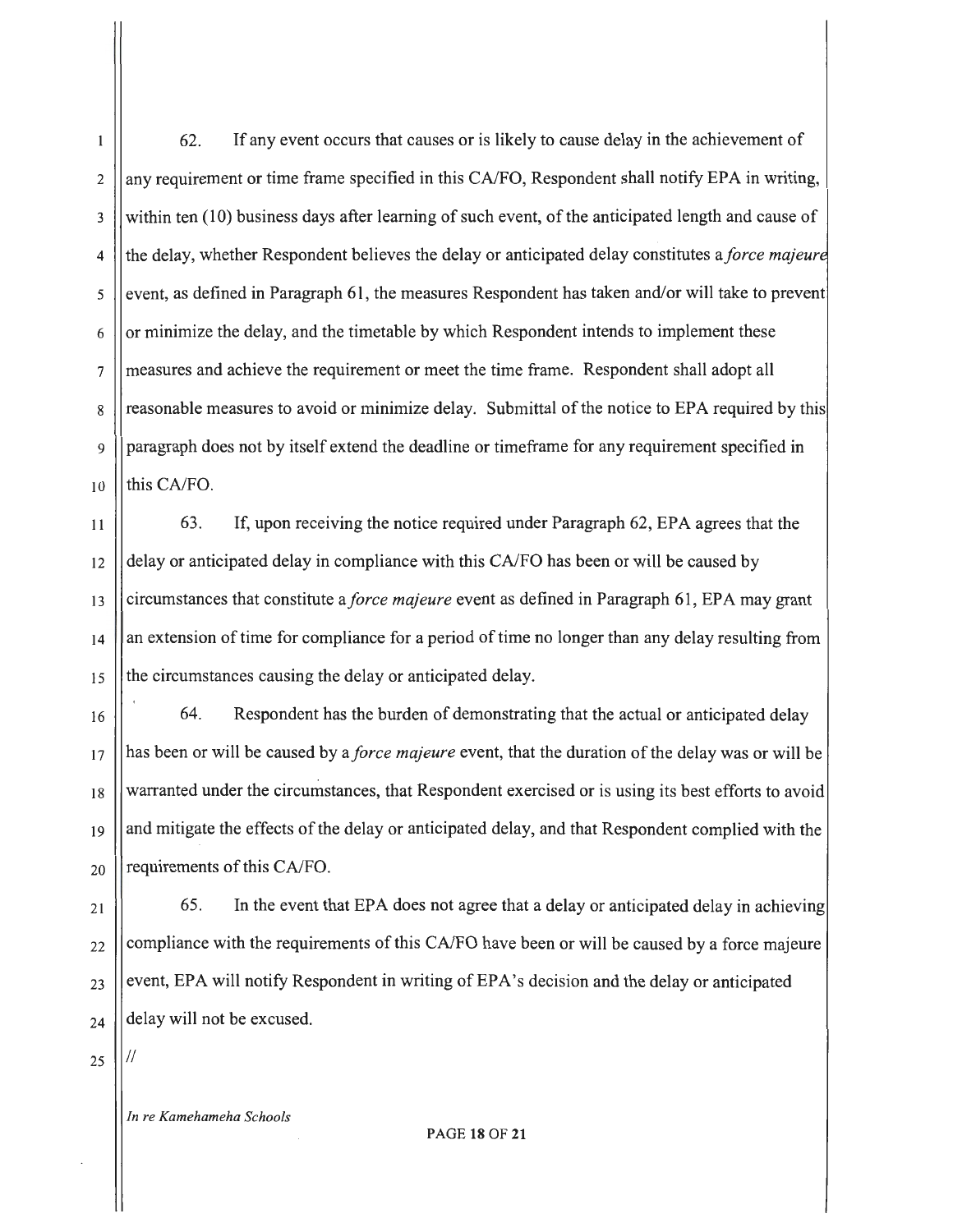62. If any event occurs that causes or is likely to cause delay in the achievement of any requirement or time frame specified in this CA/FO, Respondent shall notify EPA in writing, within ten (10) business days after learning of such event, of the anticipated length and cause of the delay, whether Respondent believes the delay or anticipated delay constitutes a *force majeure* event, as defined in Paragraph 61, the measures Respondent has taken and/or will take to prevent or minimize the delay, and the timetable by which Respondent intends to implement these measures and achieve the requirement or meet the time frame. Respondent shall adopt all reasonable measures to avoid or minimize delay. Submittal of the notice to EPA required by this paragraph does not by itself extend the deadline or timeframe for any requirement specified in this CA/FO.

63. If, upon receiving the notice required under Paragraph 62, EPA agrees that the delay or anticipated delay in compliance with this CA/FO has been or will be caused by circumstances that constitute a *force majeure* event as defined in Paragraph 61, EPA may grant an extension of time for compliance for a period of time no longer than any delay resulting from the circumstances causing the delay or anticipated delay.

64. Respondent has the burden of demonstrating that the actual or anticipated delay has been or will be caused by a *force majeure* event, that the duration of the delay was or will be warranted under the circumstances, that Respondent exercised or is using its best efforts to avoid and mitigate the effects of the delay or anticipated delay, and that Respondent complied with the requirements of this CA/FO.

65. In the event that EPA does not agree that a delay or anticipated delay in achieving compliance with the requirements of this CA/FO have been or will be caused by a force majeure event, EPA will notify Respondent in writing of EPA's decision and the delay or anticipated delay will not be excused.

//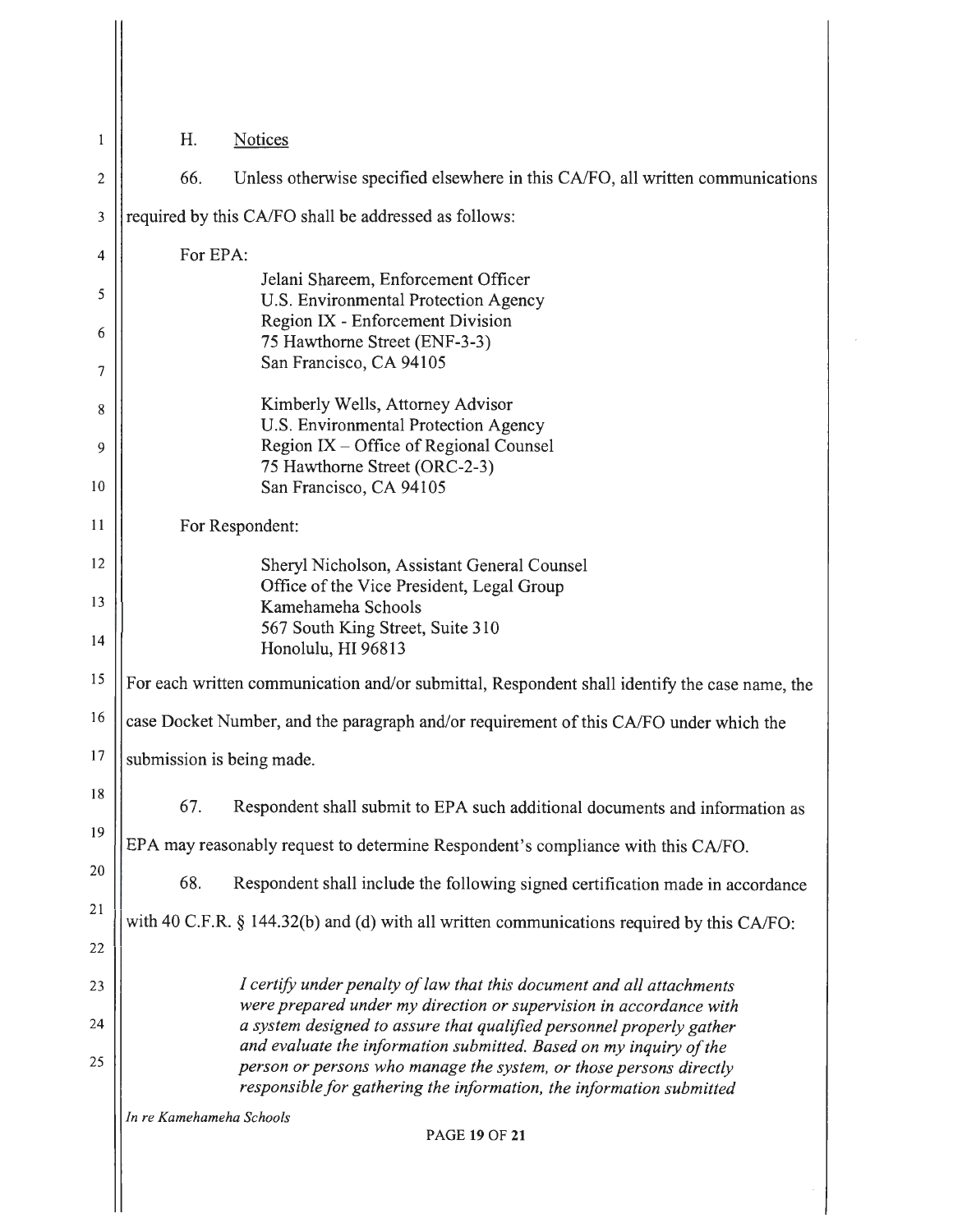H. Notices

66. Unless otherwise specified elsewhere in this CA/FO, all written communications required by this CA/FO shall be addressed as follows:

For EPA:

Jelani Shareem, Enforcement Officer
U.S. Environmental Protection Agency
Region IX - Enforcement Division
75 Hawthorne Street (ENF-3-3)
San Francisco, CA 94105

Kimberly Wells, Attorney Advisor
U.S. Environmental Protection Agency
Region IX – Office of Regional Counsel
75 Hawthorne Street (ORC-2-3)
San Francisco, CA 94105

For Respondent:

Sheryl Nicholson, Assistant General Counsel
Office of the Vice President, Legal Group
Kamehameha Schools
567 South King Street, Suite 310
Honolulu, HI 96813

For each written communication and/or submittal, Respondent shall identify the case name, the case Docket Number, and the paragraph and/or requirement of this CA/FO under which the submission is being made.

67. Respondent shall submit to EPA such additional documents and information as EPA may reasonably request to determine Respondent's compliance with this CA/FO.

68. Respondent shall include the following signed certification made in accordance with 40 C.F.R. § 144.32(b) and (d) with all written communications required by this CA/FO:

> *I certify under penalty of law that this document and all attachments were prepared under my direction or supervision in accordance with a system designed to assure that qualified personnel properly gather and evaluate the information submitted. Based on my inquiry of the person or persons who manage the system, or those persons directly responsible for gathering the information, the information submitted*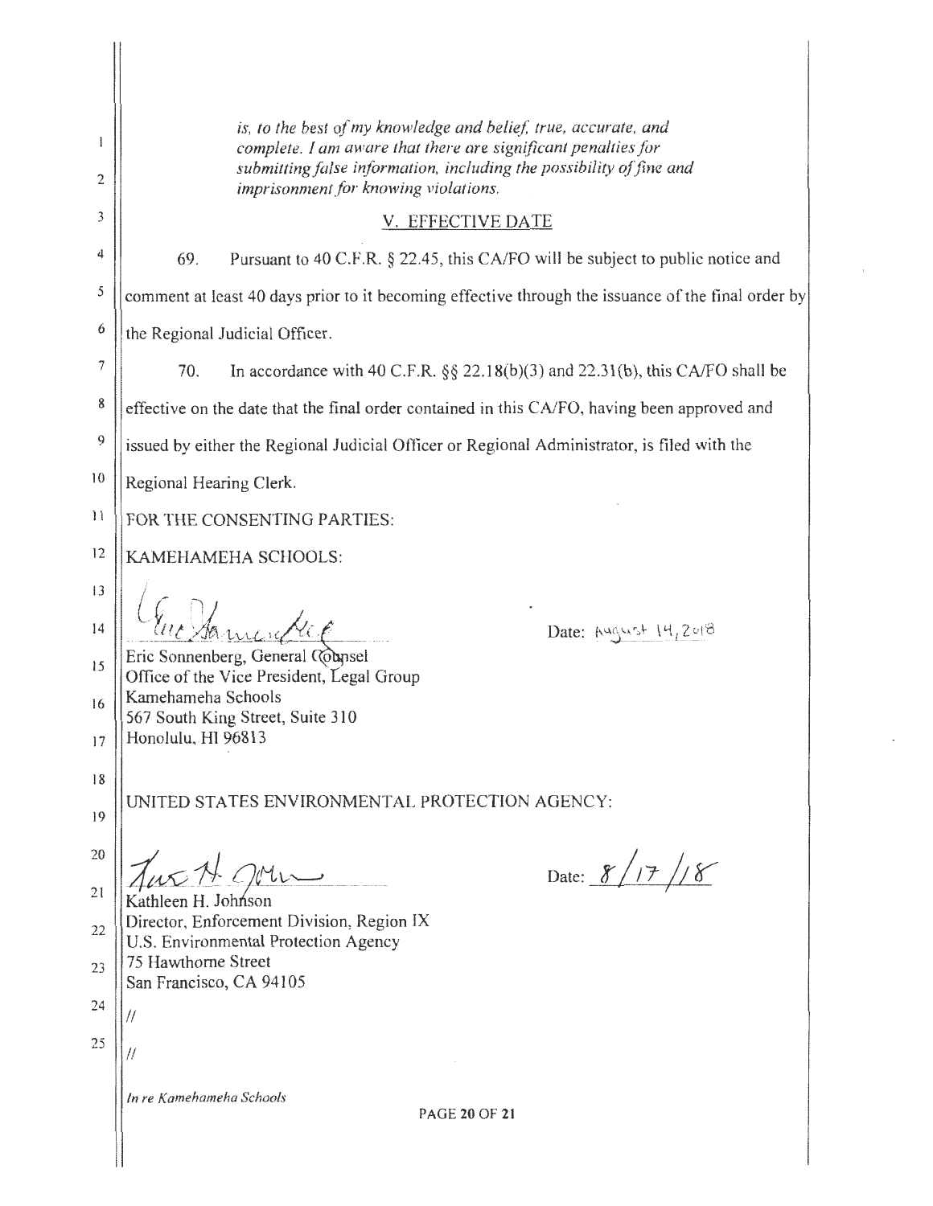*is, to the best of my knowledge and belief, true, accurate, and complete. I am aware that there are significant penalties for submitting false information, including the possibility of fine and imprisonment for knowing violations.*

## V. EFFECTIVE DATE

69. Pursuant to 40 C.F.R. § 22.45, this CA/FO will be subject to public notice and comment at least 40 days prior to it becoming effective through the issuance of the final order by the Regional Judicial Officer.

70. In accordance with 40 C.F.R. §§ 22.18(b)(3) and 22.31(b), this CA/FO shall be effective on the date that the final order contained in this CA/FO, having been approved and issued by either the Regional Judicial Officer or Regional Administrator, is filed with the Regional Hearing Clerk.

FOR THE CONSENTING PARTIES:

KAMEHAMEHA SCHOOLS:

Date: August 14, 2018

Eric Sonnenberg, General Counsel
Office of the Vice President, Legal Group
Kamehameha Schools
567 South King Street, Suite 310
Honolulu, HI 96813

UNITED STATES ENVIRONMENTAL PROTECTION AGENCY:

Date: 8/17/18

Kathleen H. Johnson
Director, Enforcement Division, Region IX
U.S. Environmental Protection Agency
75 Hawthorne Street
San Francisco, CA 94105

//

//

*In re Kamehameha Schools*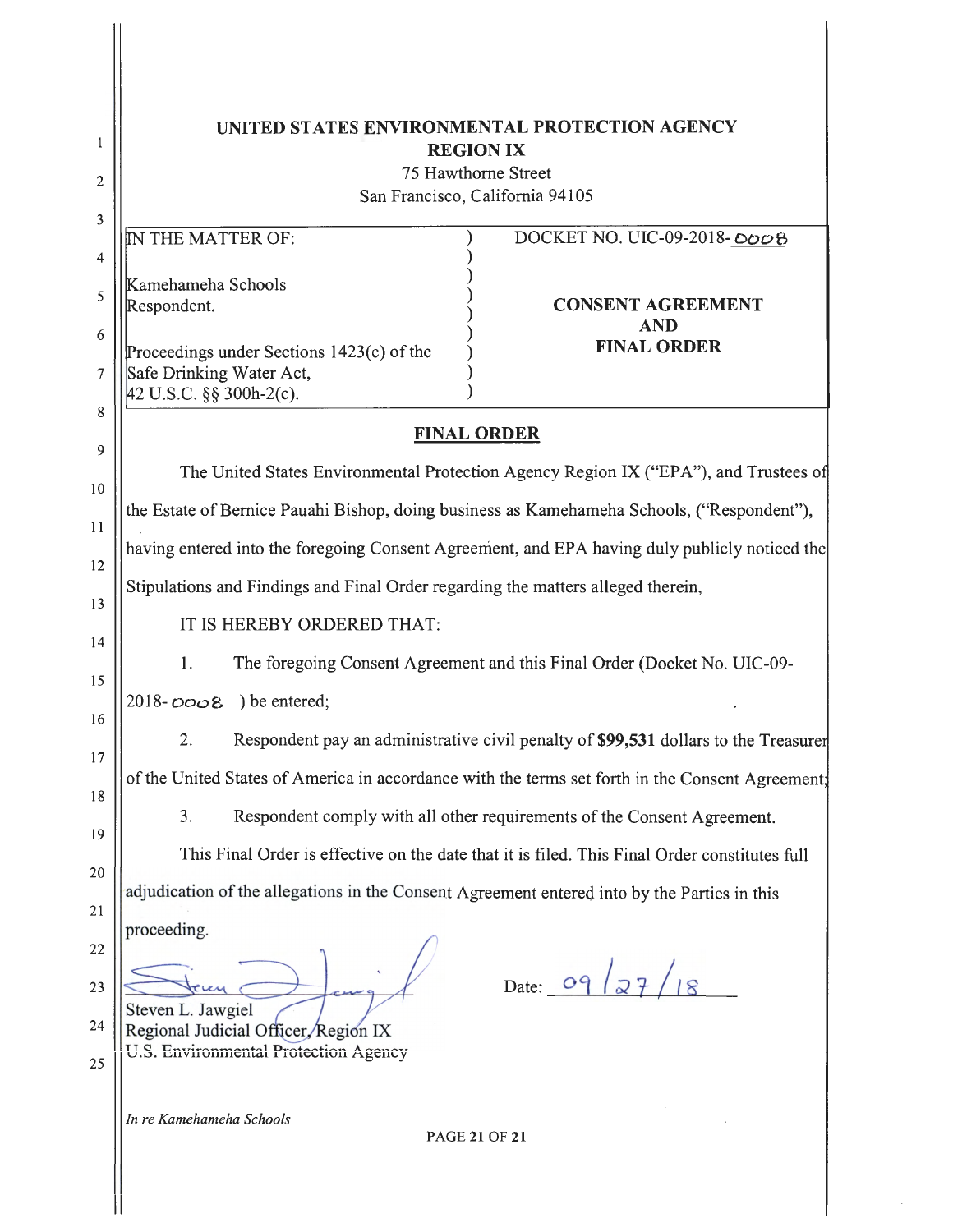# UNITED STATES ENVIRONMENTAL PROTECTION AGENCY
## REGION IX

75 Hawthorne Street
San Francisco, California 94105

| IN THE MATTER OF: | DOCKET NO. UIC-09-2018-0008 |
|---|---|
| Kamehameha Schools<br>Respondent.<br><br>Proceedings under Sections 1423(c) of the Safe Drinking Water Act, 42 U.S.C. §§ 300h-2(c). | **CONSENT AGREEMENT AND FINAL ORDER** |

## FINAL ORDER

The United States Environmental Protection Agency Region IX ("EPA"), and Trustees of the Estate of Bernice Pauahi Bishop, doing business as Kamehameha Schools, ("Respondent"), having entered into the foregoing Consent Agreement, and EPA having duly publicly noticed the Stipulations and Findings and Final Order regarding the matters alleged therein,

IT IS HEREBY ORDERED THAT:

1. The foregoing Consent Agreement and this Final Order (Docket No. UIC-09-2018-0008) be entered;

2. Respondent pay an administrative civil penalty of **$99,531** dollars to the Treasurer of the United States of America in accordance with the terms set forth in the Consent Agreement;

3. Respondent comply with all other requirements of the Consent Agreement.

This Final Order is effective on the date that it is filed. This Final Order constitutes full adjudication of the allegations in the Consent Agreement entered into by the Parties in this proceeding.

Steven L. Jawgiel
Regional Judicial Officer, Region IX
U.S. Environmental Protection Agency

Date: 09/27/18

*In re Kamehameha Schools*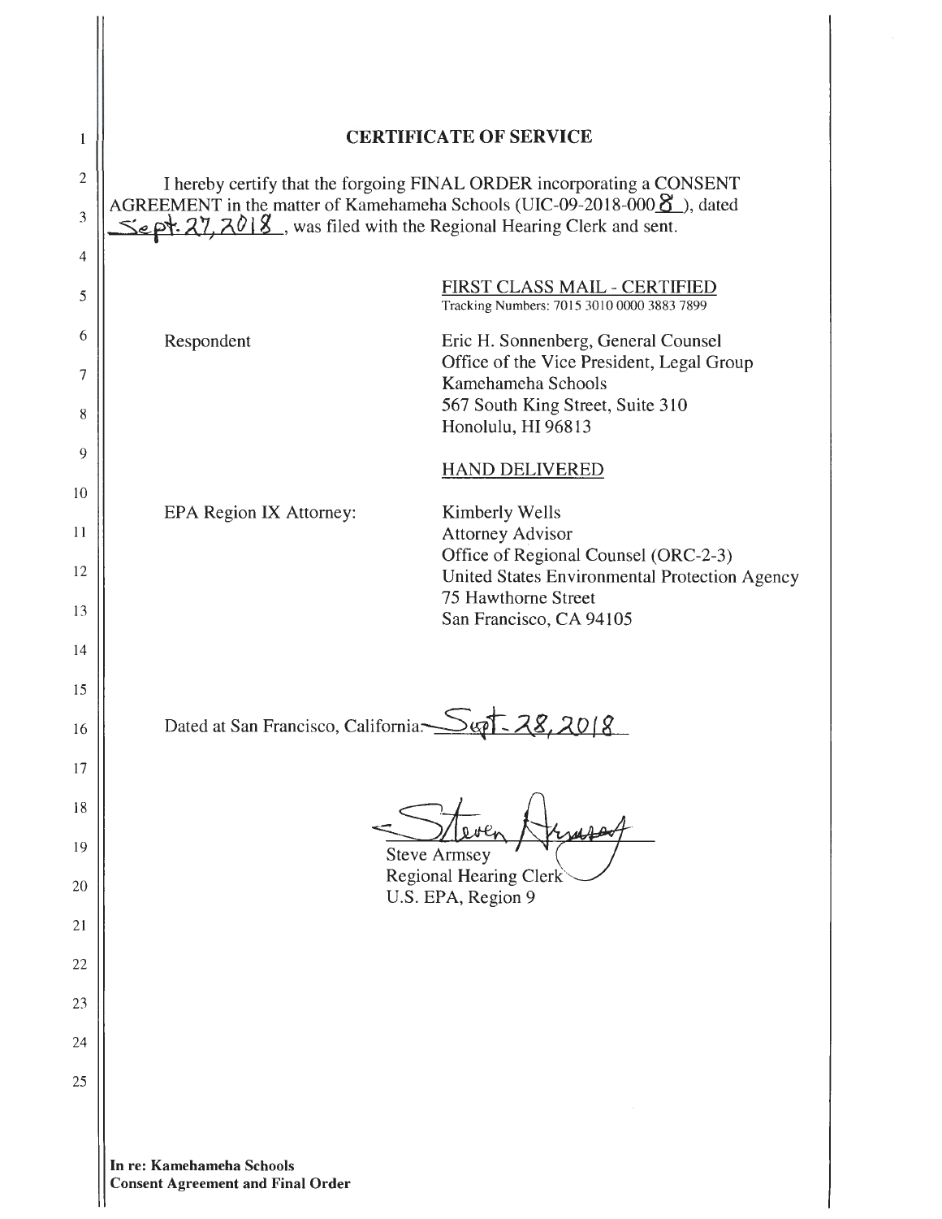# CERTIFICATE OF SERVICE

I hereby certify that the forgoing FINAL ORDER incorporating a CONSENT AGREEMENT in the matter of Kamehameha Schools (UIC-09-2018-0008), dated Sept. 27, 2018, was filed with the Regional Hearing Clerk and sent.

| | |
|---|---|
| | FIRST CLASS MAIL - CERTIFIED<br>Tracking Numbers: 7015 3010 0000 3883 7899 |
| Respondent | Eric H. Sonnenberg, General Counsel<br>Office of the Vice President, Legal Group<br>Kamehameha Schools<br>567 South King Street, Suite 310<br>Honolulu, HI 96813 |
| | HAND DELIVERED |
| EPA Region IX Attorney: | Kimberly Wells<br>Attorney Advisor<br>Office of Regional Counsel (ORC-2-3)<br>United States Environmental Protection Agency<br>75 Hawthorne Street<br>San Francisco, CA 94105 |

Dated at San Francisco, California: Sept. 28, 2018

Steve Armsey
Regional Hearing Clerk
U.S. EPA, Region 9

**In re: Kamehameha Schools**
**Consent Agreement and Final Order**